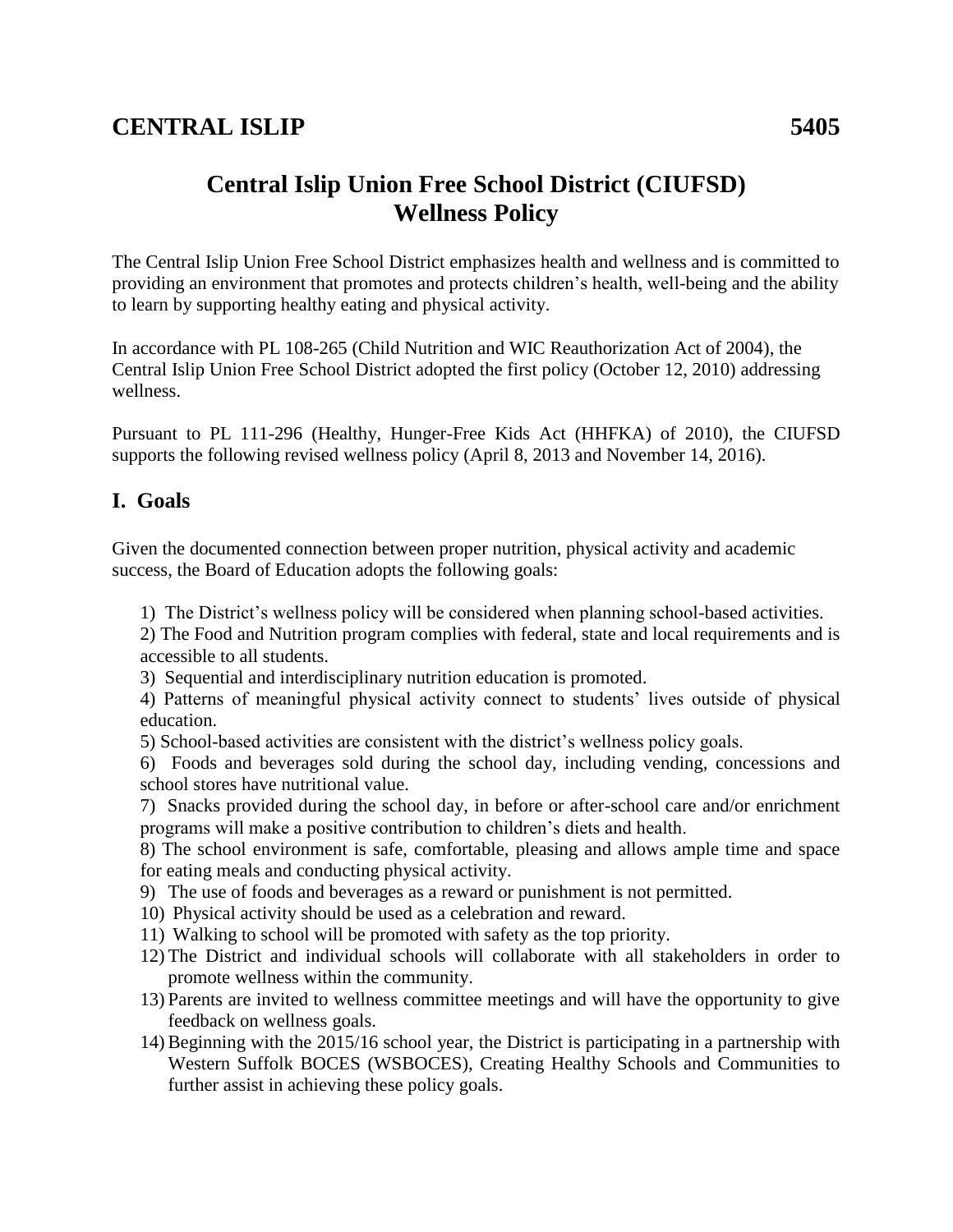# CENTRAL ISLIP 5405

## Central Islip Union Free School District (CIUFSD) Wellness Policy

The Central Islip Union Free School District emphasizes health and wellness and is committed to providing an environment that promotes and protects children's health, well-being and the ability to learn by supporting healthy eating and physical activity.

In accordance with PL 108-265 (Child Nutrition and WIC Reauthorization Act of 2004), the Central Islip Union Free School District adopted the first policy (October 12, 2010) addressing wellness.

Pursuant to PL 111-296 (Healthy, Hunger-Free Kids Act (HHFKA) of 2010), the CIUFSD supports the following revised wellness policy (April 8, 2013 and November 14, 2016).

## I. Goals

Given the documented connection between proper nutrition, physical activity and academic success, the Board of Education adopts the following goals:

1) The District's wellness policy will be considered when planning school-based activities.
2) The Food and Nutrition program complies with federal, state and local requirements and is accessible to all students.
3) Sequential and interdisciplinary nutrition education is promoted.
4) Patterns of meaningful physical activity connect to students' lives outside of physical education.
5) School-based activities are consistent with the district's wellness policy goals.
6) Foods and beverages sold during the school day, including vending, concessions and school stores have nutritional value.
7) Snacks provided during the school day, in before or after-school care and/or enrichment programs will make a positive contribution to children's diets and health.
8) The school environment is safe, comfortable, pleasing and allows ample time and space for eating meals and conducting physical activity.
9) The use of foods and beverages as a reward or punishment is not permitted.
10) Physical activity should be used as a celebration and reward.
11) Walking to school will be promoted with safety as the top priority.
12) The District and individual schools will collaborate with all stakeholders in order to promote wellness within the community.
13) Parents are invited to wellness committee meetings and will have the opportunity to give feedback on wellness goals.
14) Beginning with the 2015/16 school year, the District is participating in a partnership with Western Suffolk BOCES (WSBOCES), Creating Healthy Schools and Communities to further assist in achieving these policy goals.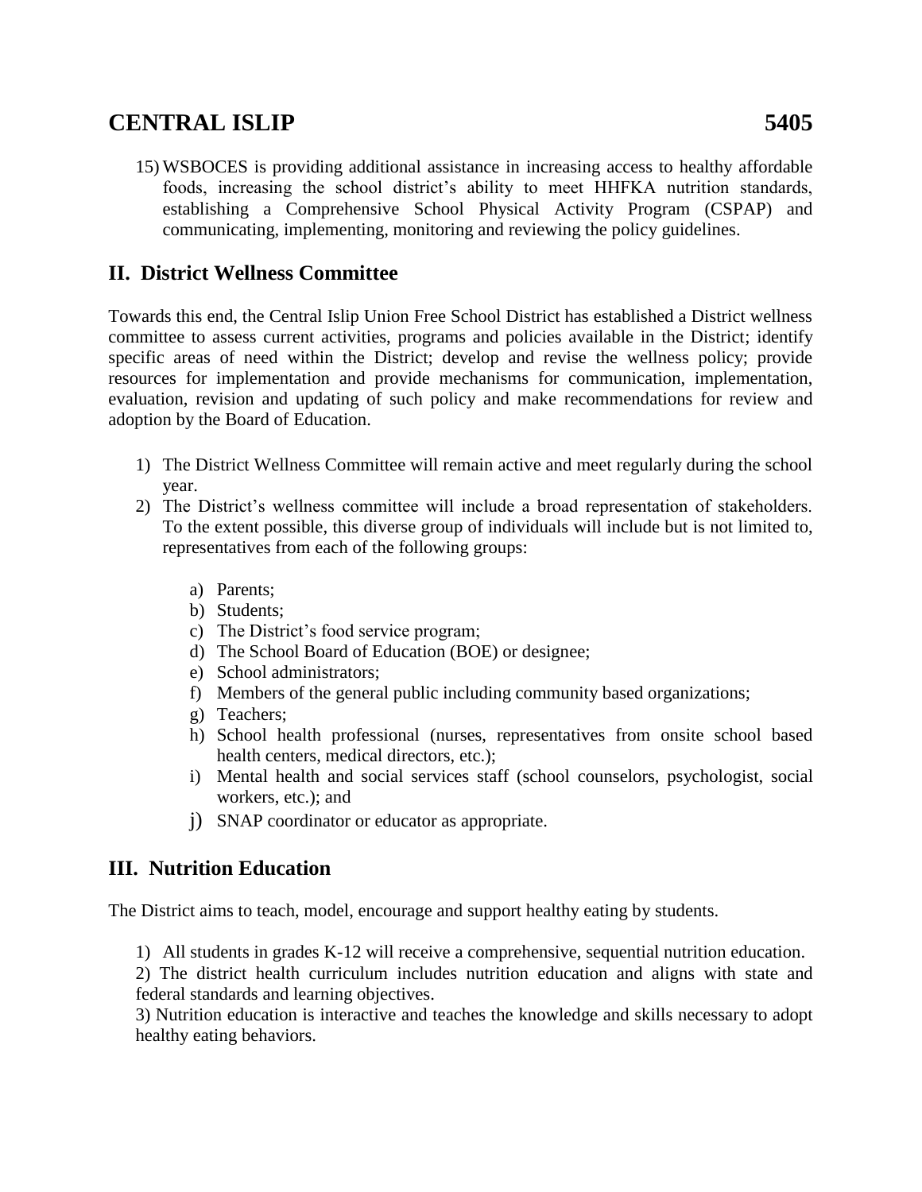15) WSBOCES is providing additional assistance in increasing access to healthy affordable foods, increasing the school district's ability to meet HHFKA nutrition standards, establishing a Comprehensive School Physical Activity Program (CSPAP) and communicating, implementing, monitoring and reviewing the policy guidelines.

## II. District Wellness Committee

Towards this end, the Central Islip Union Free School District has established a District wellness committee to assess current activities, programs and policies available in the District; identify specific areas of need within the District; develop and revise the wellness policy; provide resources for implementation and provide mechanisms for communication, implementation, evaluation, revision and updating of such policy and make recommendations for review and adoption by the Board of Education.

1) The District Wellness Committee will remain active and meet regularly during the school year.
2) The District's wellness committee will include a broad representation of stakeholders. To the extent possible, this diverse group of individuals will include but is not limited to, representatives from each of the following groups:

   a) Parents;
   b) Students;
   c) The District's food service program;
   d) The School Board of Education (BOE) or designee;
   e) School administrators;
   f) Members of the general public including community based organizations;
   g) Teachers;
   h) School health professional (nurses, representatives from onsite school based health centers, medical directors, etc.);
   i) Mental health and social services staff (school counselors, psychologist, social workers, etc.); and
   j) SNAP coordinator or educator as appropriate.

## III. Nutrition Education

The District aims to teach, model, encourage and support healthy eating by students.

1) All students in grades K-12 will receive a comprehensive, sequential nutrition education.
2) The district health curriculum includes nutrition education and aligns with state and federal standards and learning objectives.
3) Nutrition education is interactive and teaches the knowledge and skills necessary to adopt healthy eating behaviors.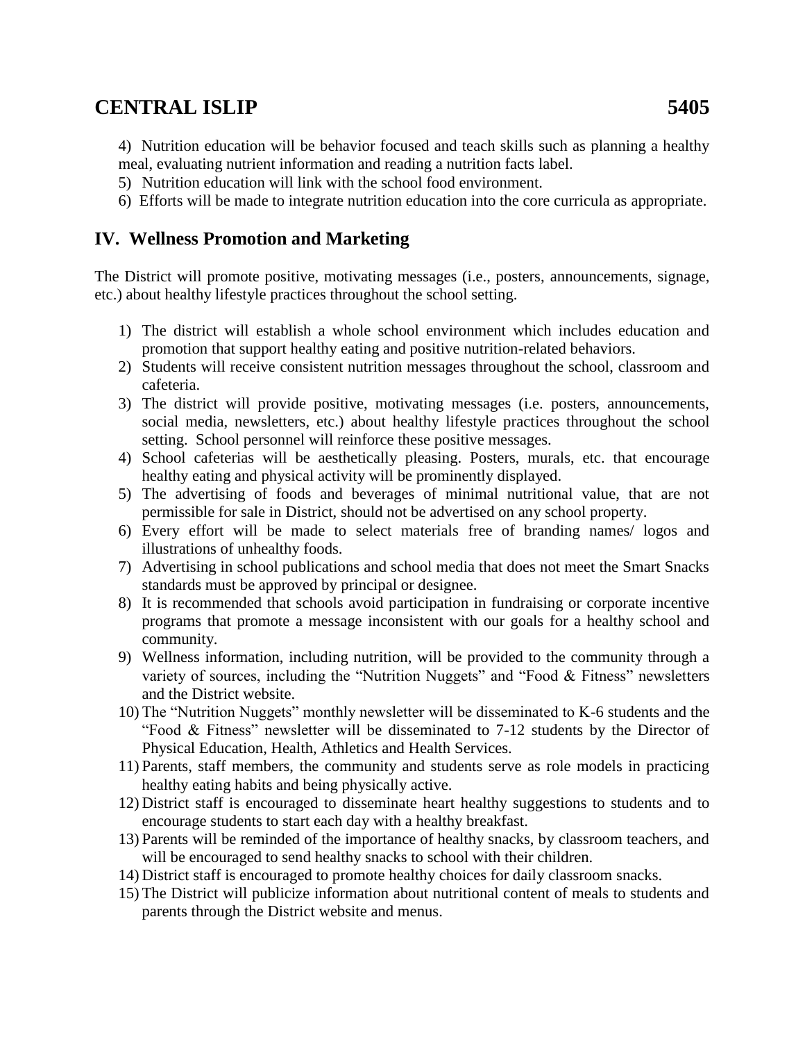4) Nutrition education will be behavior focused and teach skills such as planning a healthy meal, evaluating nutrient information and reading a nutrition facts label.
5) Nutrition education will link with the school food environment.
6) Efforts will be made to integrate nutrition education into the core curricula as appropriate.

## IV. Wellness Promotion and Marketing

The District will promote positive, motivating messages (i.e., posters, announcements, signage, etc.) about healthy lifestyle practices throughout the school setting.

1) The district will establish a whole school environment which includes education and promotion that support healthy eating and positive nutrition-related behaviors.
2) Students will receive consistent nutrition messages throughout the school, classroom and cafeteria.
3) The district will provide positive, motivating messages (i.e. posters, announcements, social media, newsletters, etc.) about healthy lifestyle practices throughout the school setting. School personnel will reinforce these positive messages.
4) School cafeterias will be aesthetically pleasing. Posters, murals, etc. that encourage healthy eating and physical activity will be prominently displayed.
5) The advertising of foods and beverages of minimal nutritional value, that are not permissible for sale in District, should not be advertised on any school property.
6) Every effort will be made to select materials free of branding names/ logos and illustrations of unhealthy foods.
7) Advertising in school publications and school media that does not meet the Smart Snacks standards must be approved by principal or designee.
8) It is recommended that schools avoid participation in fundraising or corporate incentive programs that promote a message inconsistent with our goals for a healthy school and community.
9) Wellness information, including nutrition, will be provided to the community through a variety of sources, including the "Nutrition Nuggets" and "Food & Fitness" newsletters and the District website.
10) The "Nutrition Nuggets" monthly newsletter will be disseminated to K-6 students and the "Food & Fitness" newsletter will be disseminated to 7-12 students by the Director of Physical Education, Health, Athletics and Health Services.
11) Parents, staff members, the community and students serve as role models in practicing healthy eating habits and being physically active.
12) District staff is encouraged to disseminate heart healthy suggestions to students and to encourage students to start each day with a healthy breakfast.
13) Parents will be reminded of the importance of healthy snacks, by classroom teachers, and will be encouraged to send healthy snacks to school with their children.
14) District staff is encouraged to promote healthy choices for daily classroom snacks.
15) The District will publicize information about nutritional content of meals to students and parents through the District website and menus.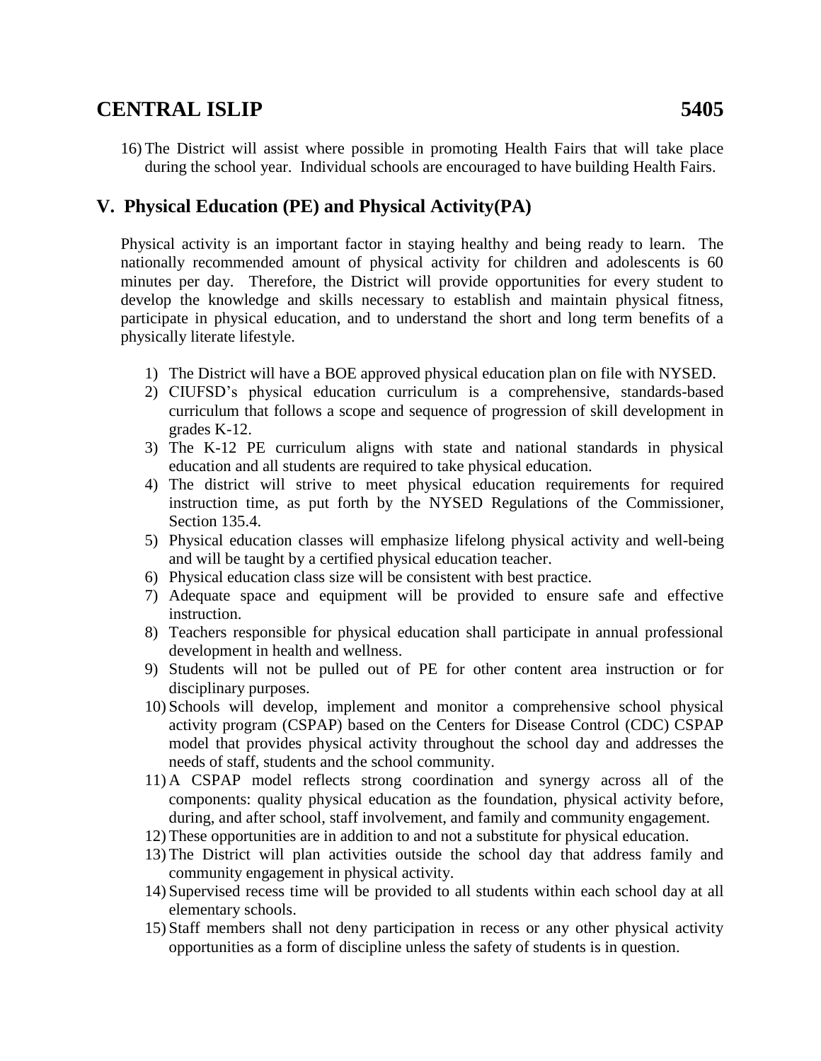16) The District will assist where possible in promoting Health Fairs that will take place during the school year. Individual schools are encouraged to have building Health Fairs.

## V. Physical Education (PE) and Physical Activity(PA)

Physical activity is an important factor in staying healthy and being ready to learn. The nationally recommended amount of physical activity for children and adolescents is 60 minutes per day. Therefore, the District will provide opportunities for every student to develop the knowledge and skills necessary to establish and maintain physical fitness, participate in physical education, and to understand the short and long term benefits of a physically literate lifestyle.

1) The District will have a BOE approved physical education plan on file with NYSED.
2) CIUFSD's physical education curriculum is a comprehensive, standards-based curriculum that follows a scope and sequence of progression of skill development in grades K-12.
3) The K-12 PE curriculum aligns with state and national standards in physical education and all students are required to take physical education.
4) The district will strive to meet physical education requirements for required instruction time, as put forth by the NYSED Regulations of the Commissioner, Section 135.4.
5) Physical education classes will emphasize lifelong physical activity and well-being and will be taught by a certified physical education teacher.
6) Physical education class size will be consistent with best practice.
7) Adequate space and equipment will be provided to ensure safe and effective instruction.
8) Teachers responsible for physical education shall participate in annual professional development in health and wellness.
9) Students will not be pulled out of PE for other content area instruction or for disciplinary purposes.
10) Schools will develop, implement and monitor a comprehensive school physical activity program (CSPAP) based on the Centers for Disease Control (CDC) CSPAP model that provides physical activity throughout the school day and addresses the needs of staff, students and the school community.
11) A CSPAP model reflects strong coordination and synergy across all of the components: quality physical education as the foundation, physical activity before, during, and after school, staff involvement, and family and community engagement.
12) These opportunities are in addition to and not a substitute for physical education.
13) The District will plan activities outside the school day that address family and community engagement in physical activity.
14) Supervised recess time will be provided to all students within each school day at all elementary schools.
15) Staff members shall not deny participation in recess or any other physical activity opportunities as a form of discipline unless the safety of students is in question.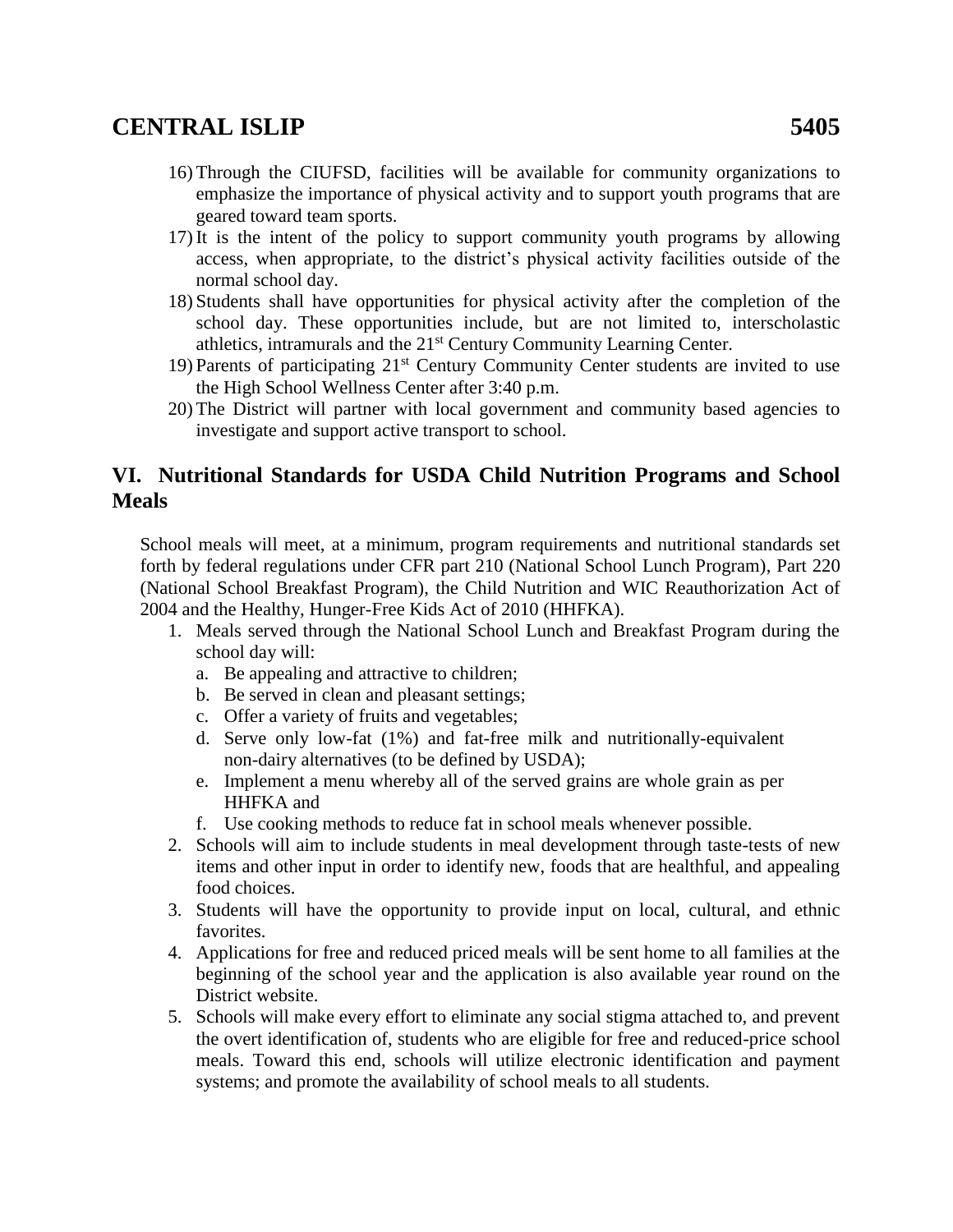16) Through the CIUFSD, facilities will be available for community organizations to emphasize the importance of physical activity and to support youth programs that are geared toward team sports.
17) It is the intent of the policy to support community youth programs by allowing access, when appropriate, to the district's physical activity facilities outside of the normal school day.
18) Students shall have opportunities for physical activity after the completion of the school day. These opportunities include, but are not limited to, interscholastic athletics, intramurals and the 21st Century Community Learning Center.
19) Parents of participating 21st Century Community Center students are invited to use the High School Wellness Center after 3:40 p.m.
20) The District will partner with local government and community based agencies to investigate and support active transport to school.

## VI. Nutritional Standards for USDA Child Nutrition Programs and School Meals

School meals will meet, at a minimum, program requirements and nutritional standards set forth by federal regulations under CFR part 210 (National School Lunch Program), Part 220 (National School Breakfast Program), the Child Nutrition and WIC Reauthorization Act of 2004 and the Healthy, Hunger-Free Kids Act of 2010 (HHFKA).

1. Meals served through the National School Lunch and Breakfast Program during the school day will:
   a. Be appealing and attractive to children;
   b. Be served in clean and pleasant settings;
   c. Offer a variety of fruits and vegetables;
   d. Serve only low-fat (1%) and fat-free milk and nutritionally-equivalent non-dairy alternatives (to be defined by USDA);
   e. Implement a menu whereby all of the served grains are whole grain as per HHFKA and
   f. Use cooking methods to reduce fat in school meals whenever possible.
2. Schools will aim to include students in meal development through taste-tests of new items and other input in order to identify new, foods that are healthful, and appealing food choices.
3. Students will have the opportunity to provide input on local, cultural, and ethnic favorites.
4. Applications for free and reduced priced meals will be sent home to all families at the beginning of the school year and the application is also available year round on the District website.
5. Schools will make every effort to eliminate any social stigma attached to, and prevent the overt identification of, students who are eligible for free and reduced-price school meals. Toward this end, schools will utilize electronic identification and payment systems; and promote the availability of school meals to all students.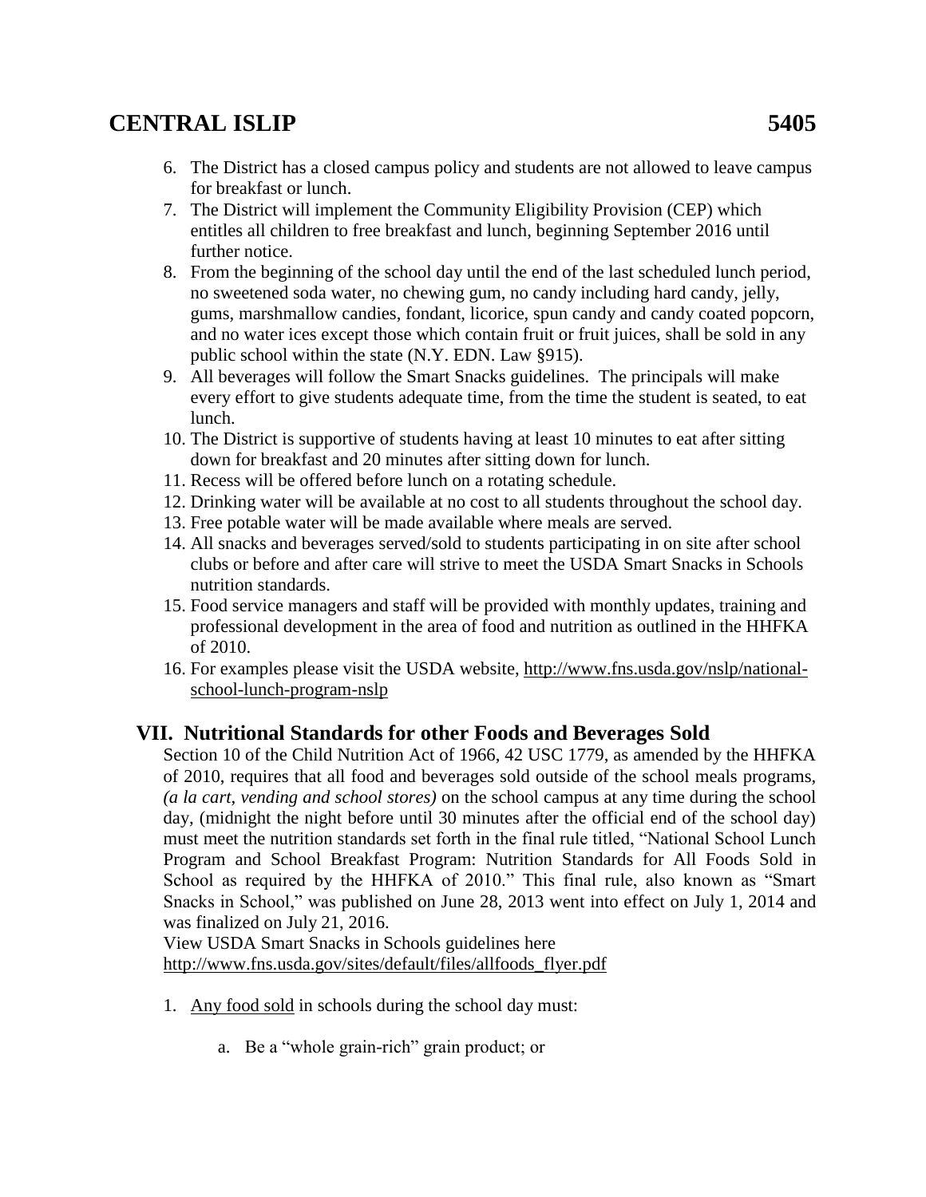6. The District has a closed campus policy and students are not allowed to leave campus for breakfast or lunch.
7. The District will implement the Community Eligibility Provision (CEP) which entitles all children to free breakfast and lunch, beginning September 2016 until further notice.
8. From the beginning of the school day until the end of the last scheduled lunch period, no sweetened soda water, no chewing gum, no candy including hard candy, jelly, gums, marshmallow candies, fondant, licorice, spun candy and candy coated popcorn, and no water ices except those which contain fruit or fruit juices, shall be sold in any public school within the state (N.Y. EDN. Law §915).
9. All beverages will follow the Smart Snacks guidelines. The principals will make every effort to give students adequate time, from the time the student is seated, to eat lunch.
10. The District is supportive of students having at least 10 minutes to eat after sitting down for breakfast and 20 minutes after sitting down for lunch.
11. Recess will be offered before lunch on a rotating schedule.
12. Drinking water will be available at no cost to all students throughout the school day.
13. Free potable water will be made available where meals are served.
14. All snacks and beverages served/sold to students participating in on site after school clubs or before and after care will strive to meet the USDA Smart Snacks in Schools nutrition standards.
15. Food service managers and staff will be provided with monthly updates, training and professional development in the area of food and nutrition as outlined in the HHFKA of 2010.
16. For examples please visit the USDA website, http://www.fns.usda.gov/nslp/national-school-lunch-program-nslp

## VII. Nutritional Standards for other Foods and Beverages Sold

Section 10 of the Child Nutrition Act of 1966, 42 USC 1779, as amended by the HHFKA of 2010, requires that all food and beverages sold outside of the school meals programs, *(a la cart, vending and school stores)* on the school campus at any time during the school day, (midnight the night before until 30 minutes after the official end of the school day) must meet the nutrition standards set forth in the final rule titled, "National School Lunch Program and School Breakfast Program: Nutrition Standards for All Foods Sold in School as required by the HHFKA of 2010." This final rule, also known as "Smart Snacks in School," was published on June 28, 2013 went into effect on July 1, 2014 and was finalized on July 21, 2016.

View USDA Smart Snacks in Schools guidelines here
http://www.fns.usda.gov/sites/default/files/allfoods_flyer.pdf

1. Any food sold in schools during the school day must:

   a. Be a "whole grain-rich" grain product; or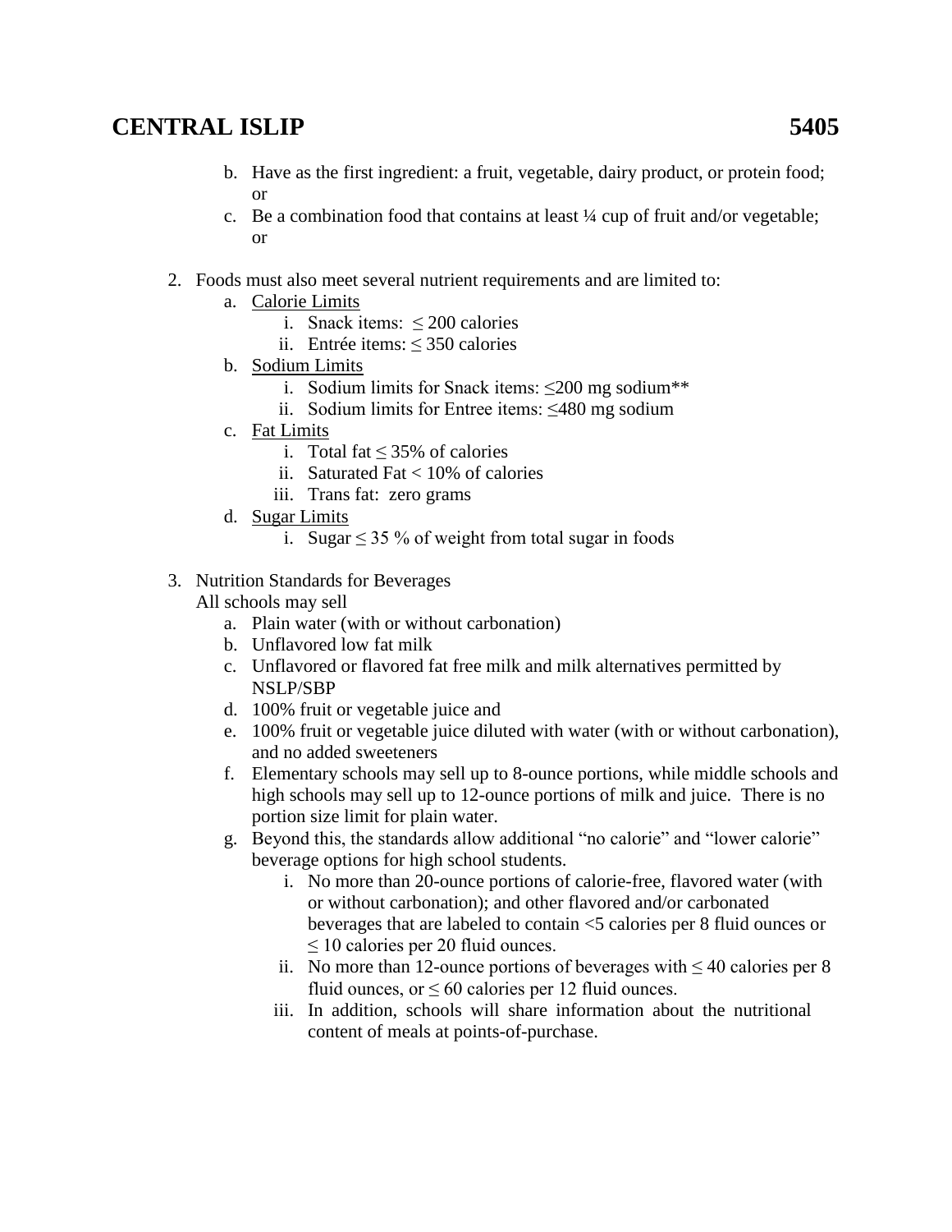b. Have as the first ingredient: a fruit, vegetable, dairy product, or protein food; or
   c. Be a combination food that contains at least ¼ cup of fruit and/or vegetable; or

2. Foods must also meet several nutrient requirements and are limited to:
   a. Calorie Limits
      i. Snack items: ≤ 200 calories
      ii. Entrée items: ≤ 350 calories
   b. Sodium Limits
      i. Sodium limits for Snack items: ≤200 mg sodium**
      ii. Sodium limits for Entree items: ≤480 mg sodium
   c. Fat Limits
      i. Total fat ≤ 35% of calories
      ii. Saturated Fat < 10% of calories
      iii. Trans fat: zero grams
   d. Sugar Limits
      i. Sugar ≤ 35 % of weight from total sugar in foods

3. Nutrition Standards for Beverages
   All schools may sell
   a. Plain water (with or without carbonation)
   b. Unflavored low fat milk
   c. Unflavored or flavored fat free milk and milk alternatives permitted by NSLP/SBP
   d. 100% fruit or vegetable juice and
   e. 100% fruit or vegetable juice diluted with water (with or without carbonation), and no added sweeteners
   f. Elementary schools may sell up to 8-ounce portions, while middle schools and high schools may sell up to 12-ounce portions of milk and juice. There is no portion size limit for plain water.
   g. Beyond this, the standards allow additional "no calorie" and "lower calorie" beverage options for high school students.
      i. No more than 20-ounce portions of calorie-free, flavored water (with or without carbonation); and other flavored and/or carbonated beverages that are labeled to contain <5 calories per 8 fluid ounces or ≤ 10 calories per 20 fluid ounces.
      ii. No more than 12-ounce portions of beverages with ≤ 40 calories per 8 fluid ounces, or ≤ 60 calories per 12 fluid ounces.
      iii. In addition, schools will share information about the nutritional content of meals at points-of-purchase.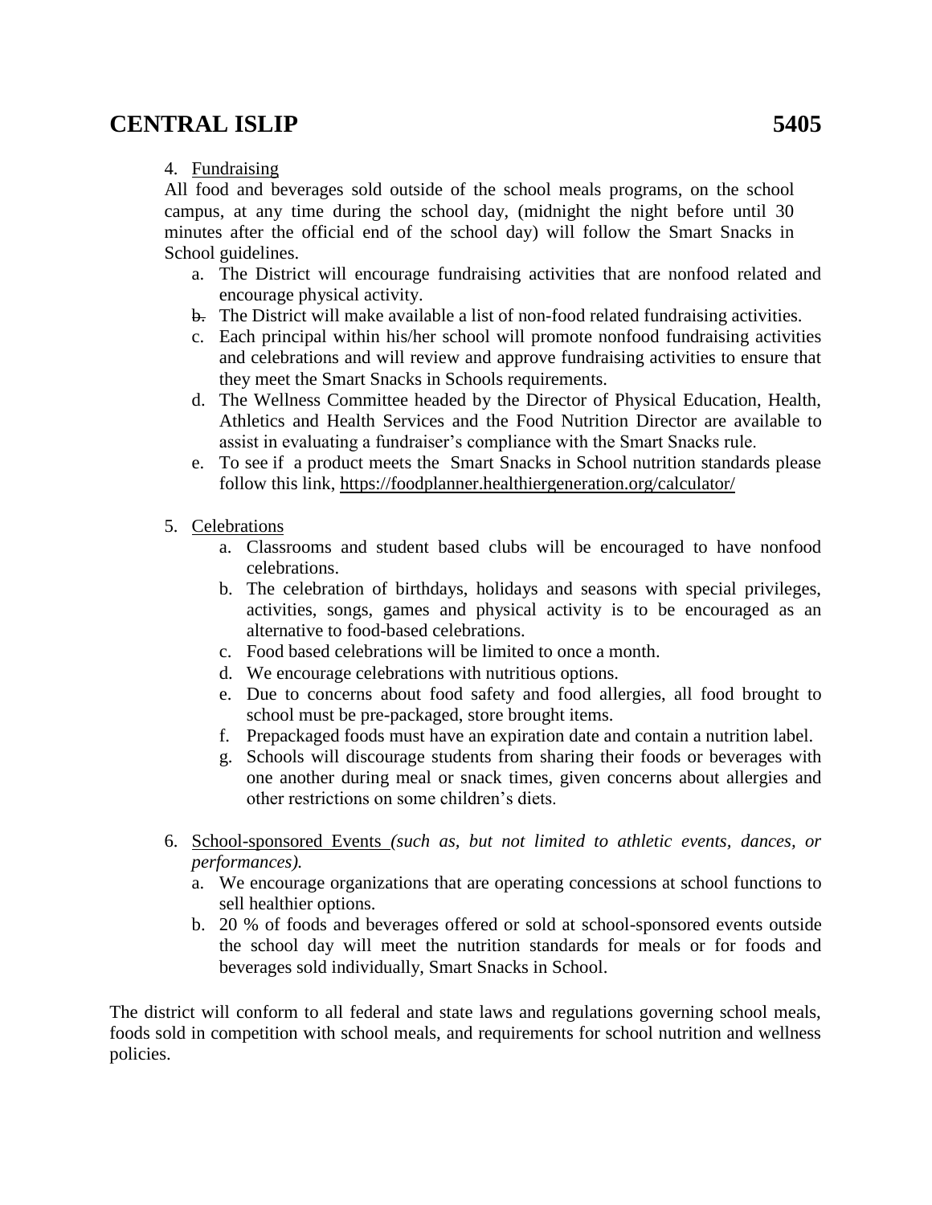4. Fundraising

All food and beverages sold outside of the school meals programs, on the school campus, at any time during the school day, (midnight the night before until 30 minutes after the official end of the school day) will follow the Smart Snacks in School guidelines.

   a. The District will encourage fundraising activities that are nonfood related and encourage physical activity.
   b. The District will make available a list of non-food related fundraising activities.
   c. Each principal within his/her school will promote nonfood fundraising activities and celebrations and will review and approve fundraising activities to ensure that they meet the Smart Snacks in Schools requirements.
   d. The Wellness Committee headed by the Director of Physical Education, Health, Athletics and Health Services and the Food Nutrition Director are available to assist in evaluating a fundraiser's compliance with the Smart Snacks rule.
   e. To see if a product meets the Smart Snacks in School nutrition standards please follow this link, https://foodplanner.healthiergeneration.org/calculator/

5. Celebrations

   a. Classrooms and student based clubs will be encouraged to have nonfood celebrations.
   b. The celebration of birthdays, holidays and seasons with special privileges, activities, songs, games and physical activity is to be encouraged as an alternative to food-based celebrations.
   c. Food based celebrations will be limited to once a month.
   d. We encourage celebrations with nutritious options.
   e. Due to concerns about food safety and food allergies, all food brought to school must be pre-packaged, store brought items.
   f. Prepackaged foods must have an expiration date and contain a nutrition label.
   g. Schools will discourage students from sharing their foods or beverages with one another during meal or snack times, given concerns about allergies and other restrictions on some children's diets.

6. School-sponsored Events *(such as, but not limited to athletic events, dances, or performances).*

   a. We encourage organizations that are operating concessions at school functions to sell healthier options.
   b. 20 % of foods and beverages offered or sold at school-sponsored events outside the school day will meet the nutrition standards for meals or for foods and beverages sold individually, Smart Snacks in School.

The district will conform to all federal and state laws and regulations governing school meals, foods sold in competition with school meals, and requirements for school nutrition and wellness policies.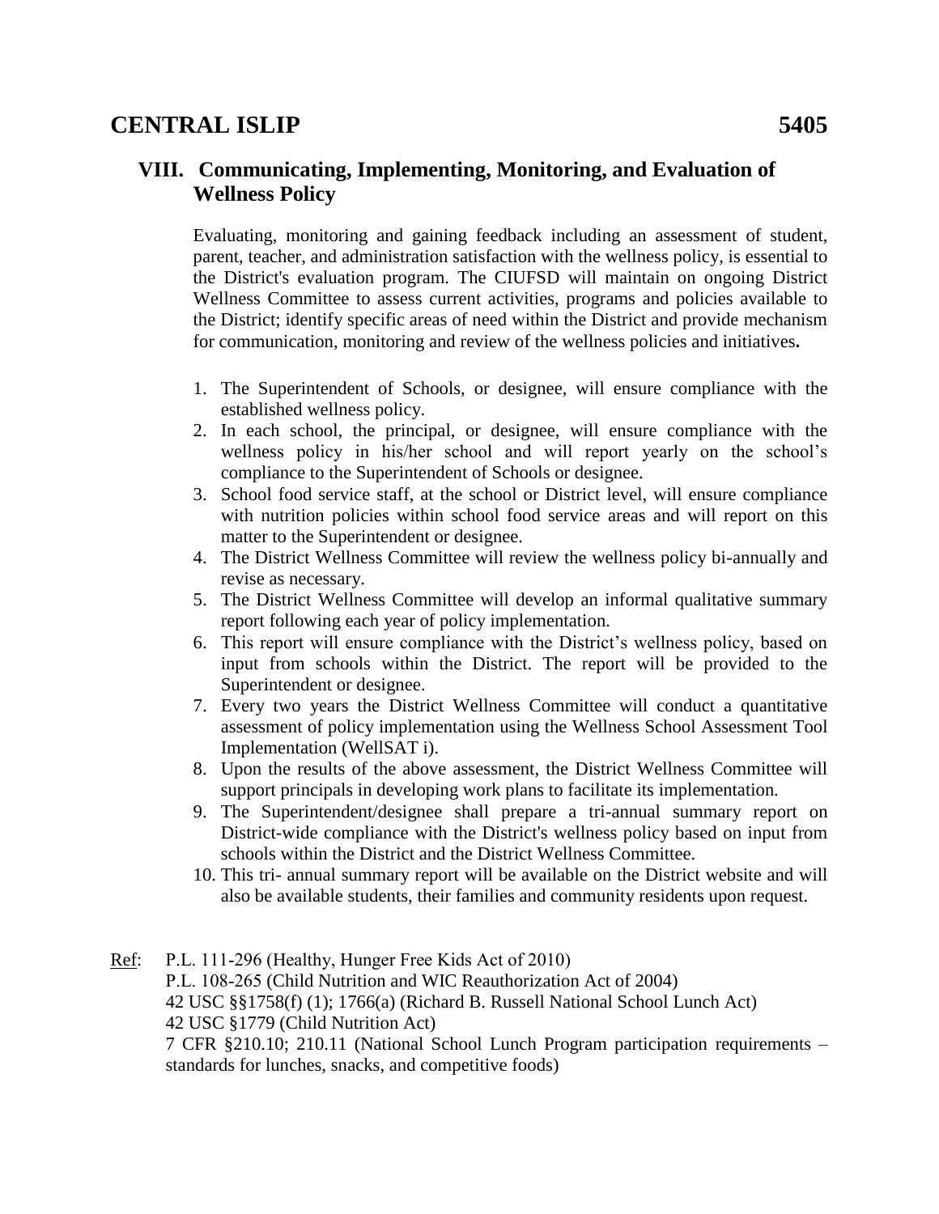## VIII. Communicating, Implementing, Monitoring, and Evaluation of Wellness Policy

Evaluating, monitoring and gaining feedback including an assessment of student, parent, teacher, and administration satisfaction with the wellness policy, is essential to the District's evaluation program. The CIUFSD will maintain on ongoing District Wellness Committee to assess current activities, programs and policies available to the District; identify specific areas of need within the District and provide mechanism for communication, monitoring and review of the wellness policies and initiatives**.**

1. The Superintendent of Schools, or designee, will ensure compliance with the established wellness policy.
2. In each school, the principal, or designee, will ensure compliance with the wellness policy in his/her school and will report yearly on the school's compliance to the Superintendent of Schools or designee.
3. School food service staff, at the school or District level, will ensure compliance with nutrition policies within school food service areas and will report on this matter to the Superintendent or designee.
4. The District Wellness Committee will review the wellness policy bi-annually and revise as necessary.
5. The District Wellness Committee will develop an informal qualitative summary report following each year of policy implementation.
6. This report will ensure compliance with the District's wellness policy, based on input from schools within the District. The report will be provided to the Superintendent or designee.
7. Every two years the District Wellness Committee will conduct a quantitative assessment of policy implementation using the Wellness School Assessment Tool Implementation (WellSAT i).
8. Upon the results of the above assessment, the District Wellness Committee will support principals in developing work plans to facilitate its implementation.
9. The Superintendent/designee shall prepare a tri-annual summary report on District-wide compliance with the District's wellness policy based on input from schools within the District and the District Wellness Committee.
10. This tri- annual summary report will be available on the District website and will also be available students, their families and community residents upon request.

Ref: P.L. 111-296 (Healthy, Hunger Free Kids Act of 2010)
P.L. 108-265 (Child Nutrition and WIC Reauthorization Act of 2004)
42 USC §§1758(f) (1); 1766(a) (Richard B. Russell National School Lunch Act)
42 USC §1779 (Child Nutrition Act)
7 CFR §210.10; 210.11 (National School Lunch Program participation requirements – standards for lunches, snacks, and competitive foods)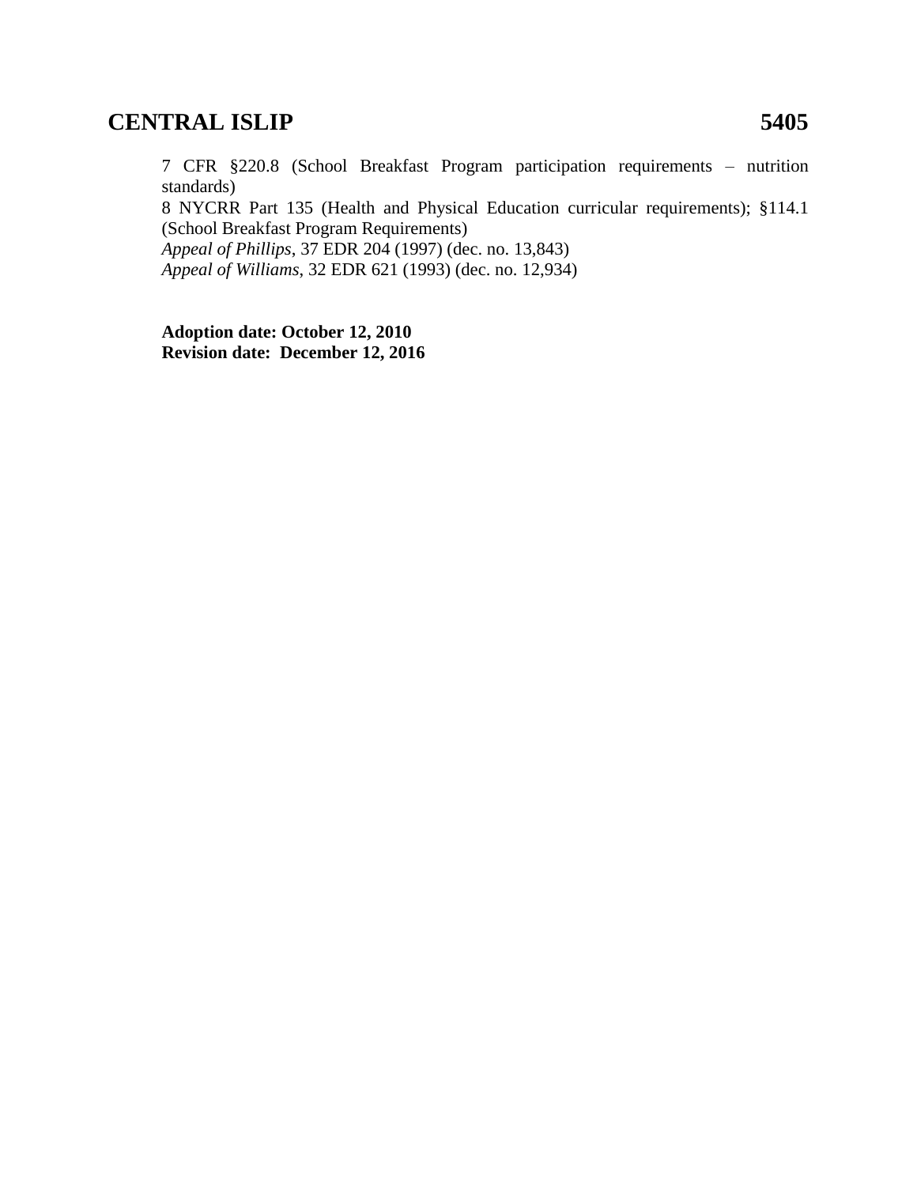7 CFR §220.8 (School Breakfast Program participation requirements – nutrition standards)
8 NYCRR Part 135 (Health and Physical Education curricular requirements); §114.1 (School Breakfast Program Requirements)
*Appeal of Phillips*, 37 EDR 204 (1997) (dec. no. 13,843)
*Appeal of Williams*, 32 EDR 621 (1993) (dec. no. 12,934)

**Adoption date: October 12, 2010**
**Revision date: December 12, 2016**